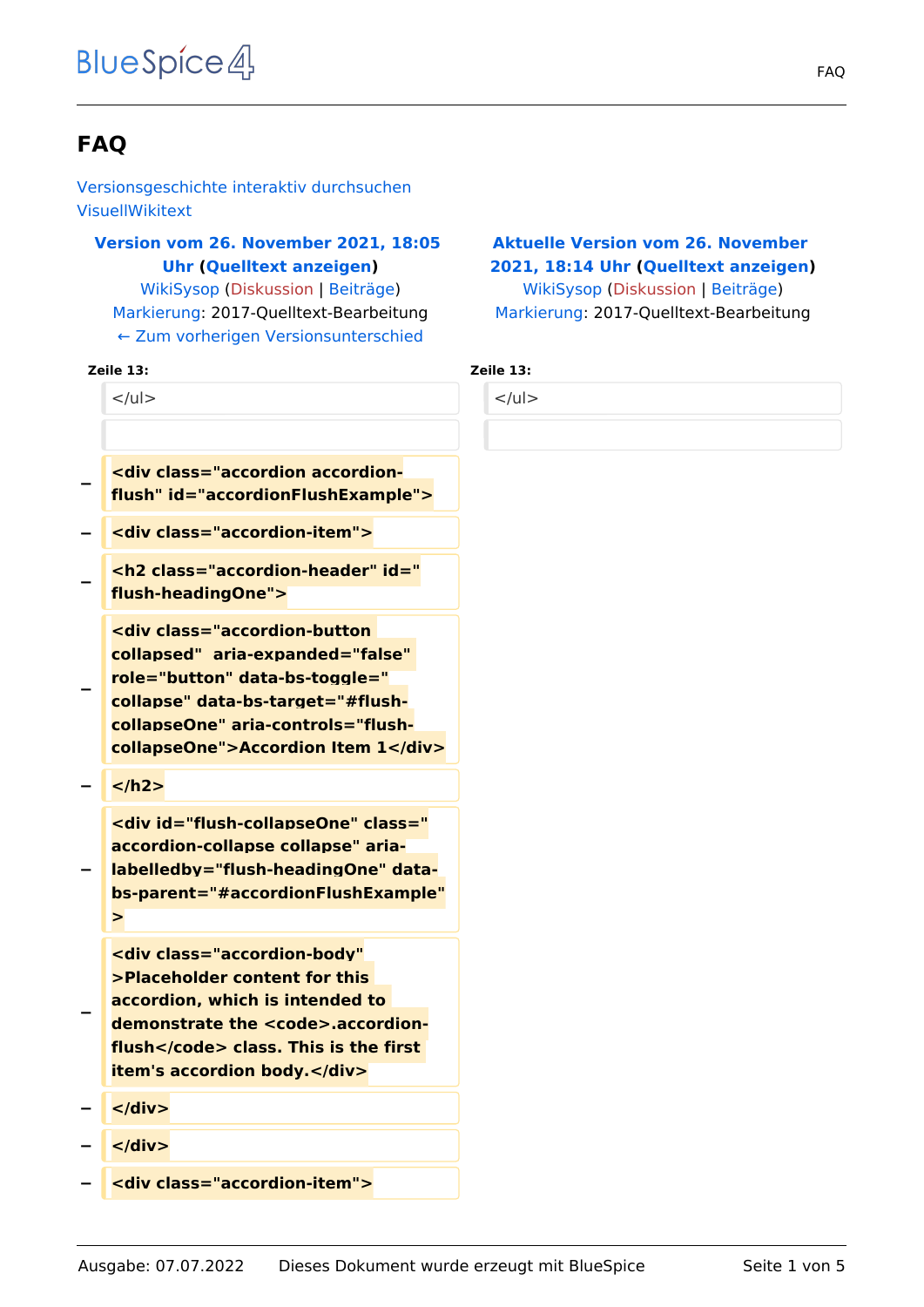# FAQ

Versionsgeschichte interaktiv durchsuchen
VisuellWikitext

| Version vom 26. November 2021, 18:05 Uhr (Quelltext anzeigen) | Aktuelle Version vom 26. November 2021, 18:14 Uhr (Quelltext anzeigen) |
|---|---|
| WikiSysop (Diskussion \| Beiträge) | WikiSysop (Diskussion \| Beiträge) |
| Markierung: 2017-Quelltext-Bearbeitung | Markierung: 2017-Quelltext-Bearbeitung |
| ← Zum vorherigen Versionsunterschied | |

**Zeile 13:** | **Zeile 13:**

```
  </ul>                                   </ul>

- <div class="accordion accordion-flush" id="accordionFlushExample">
- <div class="accordion-item">
- <h2 class="accordion-header" id="flush-headingOne">
- <div class="accordion-button collapsed"  aria-expanded="false" role="button" data-bs-toggle="collapse" data-bs-target="#flush-collapseOne" aria-controls="flush-collapseOne">Accordion Item 1</div>
- </h2>
- <div id="flush-collapseOne" class="accordion-collapse collapse" aria-labelledby="flush-headingOne" data-bs-parent="#accordionFlushExample">
- <div class="accordion-body">Placeholder content for this accordion, which is intended to demonstrate the <code>.accordion-flush</code> class. This is the first item's accordion body.</div>
- </div>
- </div>
- <div class="accordion-item">
```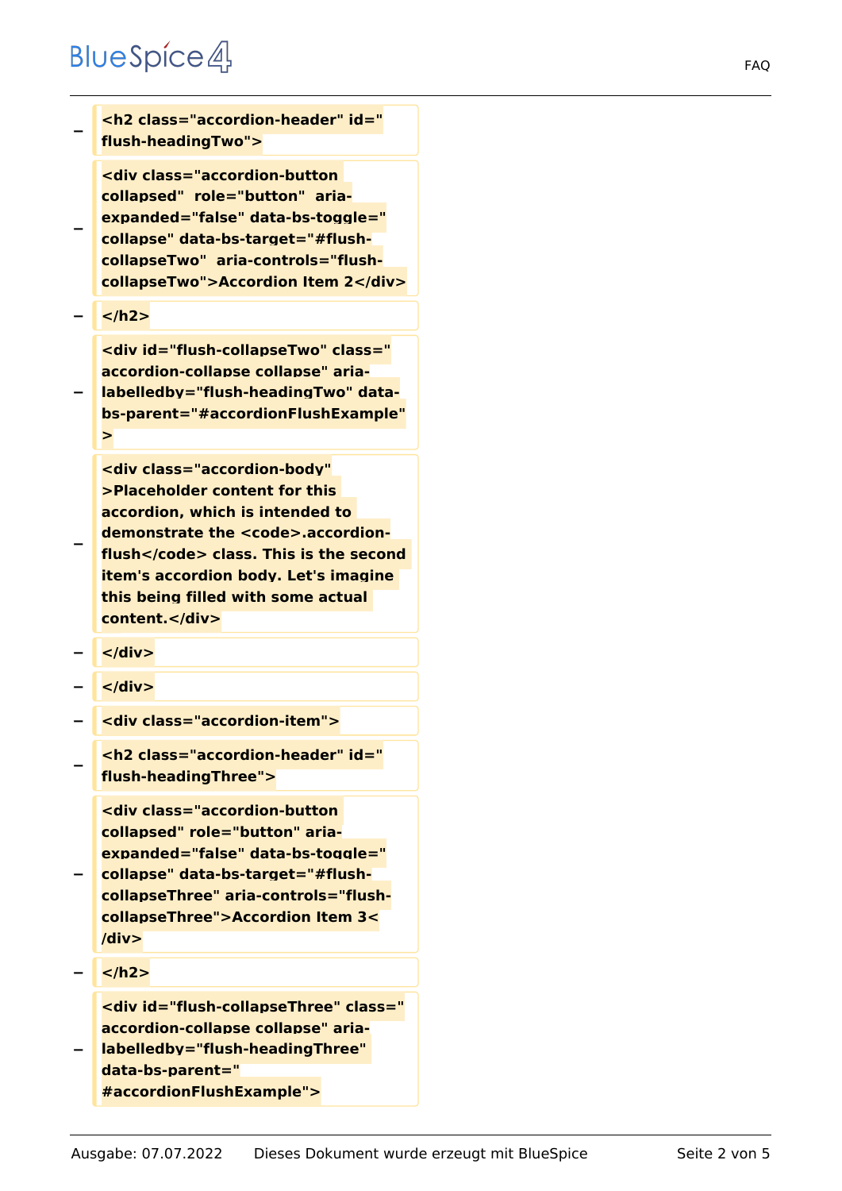```
− <h2 class="accordion-header" id="flush-headingTwo">
− <div class="accordion-button collapsed"  role="button"  aria-expanded="false" data-bs-toggle="collapse" data-bs-target="#flush-collapseTwo"  aria-controls="flush-collapseTwo">Accordion Item 2</div>
− </h2>
− <div id="flush-collapseTwo" class="accordion-collapse collapse" aria-labelledby="flush-headingTwo" data-bs-parent="#accordionFlushExample">
− <div class="accordion-body">Placeholder content for this accordion, which is intended to demonstrate the <code>.accordion-flush</code> class. This is the second item's accordion body. Let's imagine this being filled with some actual content.</div>
− </div>
− </div>
− <div class="accordion-item">
− <h2 class="accordion-header" id="flush-headingThree">
− <div class="accordion-button collapsed" role="button" aria-expanded="false" data-bs-toggle="collapse" data-bs-target="#flush-collapseThree" aria-controls="flush-collapseThree">Accordion Item 3</div>
− </h2>
− <div id="flush-collapseThree" class="accordion-collapse collapse" aria-labelledby="flush-headingThree" data-bs-parent="#accordionFlushExample">
```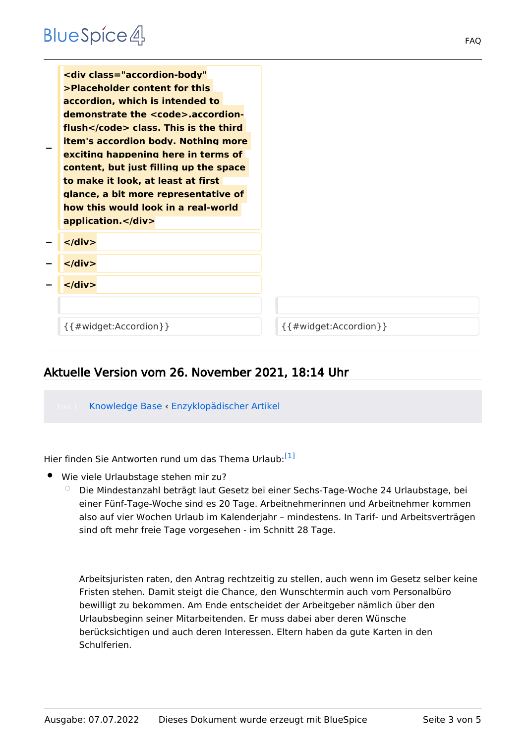| | | | |
|---|---|---|---|
| − | `<div class="accordion-body" >Placeholder content for this accordion, which is intended to demonstrate the <code>.accordion-flush</code> class. This is the third item's accordion body. Nothing more exciting happening here in terms of content, but just filling up the space to make it look, at least at first glance, a bit more representative of how this would look in a real-world application.</div>` | | |
| − | `</div>` | | |
| − | `</div>` | | |
| − | `</div>` | | |
| | | | |
| | {{#widget:Accordion}} | | {{#widget:Accordion}} |

## Aktuelle Version vom 26. November 2021, 18:14 Uhr

Tour 1 Knowledge Base ‹ Enzyklopädischer Artikel

Hier finden Sie Antworten rund um das Thema Urlaub:[1]

- Wie viele Urlaubstage stehen mir zu?
  - Die Mindestanzahl beträgt laut Gesetz bei einer Sechs-Tage-Woche 24 Urlaubstage, bei einer Fünf-Tage-Woche sind es 20 Tage. Arbeitnehmerinnen und Arbeitnehmer kommen also auf vier Wochen Urlaub im Kalenderjahr – mindestens. In Tarif- und Arbeitsverträgen sind oft mehr freie Tage vorgesehen - im Schnitt 28 Tage.

    Arbeitsjuristen raten, den Antrag rechtzeitig zu stellen, auch wenn im Gesetz selber keine Fristen stehen. Damit steigt die Chance, den Wunschtermin auch vom Personalbüro bewilligt zu bekommen. Am Ende entscheidet der Arbeitgeber nämlich über den Urlaubsbeginn seiner Mitarbeitenden. Er muss dabei aber deren Wünsche berücksichtigen und auch deren Interessen. Eltern haben da gute Karten in den Schulferien.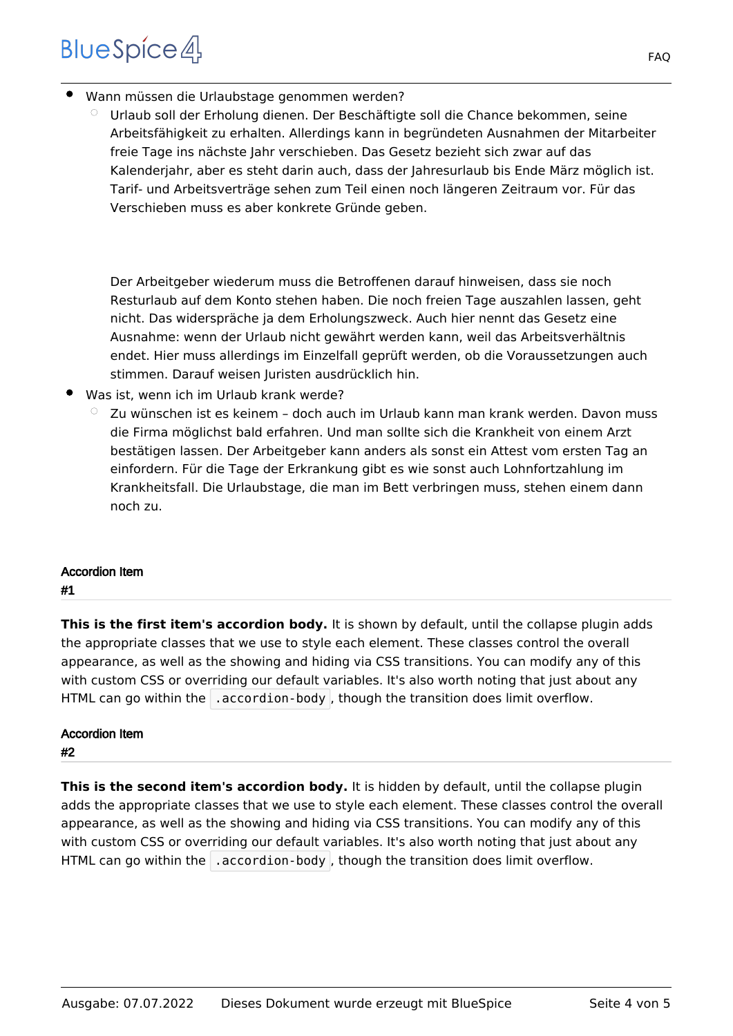- Wann müssen die Urlaubstage genommen werden?
    - Urlaub soll der Erholung dienen. Der Beschäftigte soll die Chance bekommen, seine Arbeitsfähigkeit zu erhalten. Allerdings kann in begründeten Ausnahmen der Mitarbeiter freie Tage ins nächste Jahr verschieben. Das Gesetz bezieht sich zwar auf das Kalenderjahr, aber es steht darin auch, dass der Jahresurlaub bis Ende März möglich ist. Tarif- und Arbeitsverträge sehen zum Teil einen noch längeren Zeitraum vor. Für das Verschieben muss es aber konkrete Gründe geben.

      Der Arbeitgeber wiederum muss die Betroffenen darauf hinweisen, dass sie noch Resturlaub auf dem Konto stehen haben. Die noch freien Tage auszahlen lassen, geht nicht. Das widerspräche ja dem Erholungszweck. Auch hier nennt das Gesetz eine Ausnahme: wenn der Urlaub nicht gewährt werden kann, weil das Arbeitsverhältnis endet. Hier muss allerdings im Einzelfall geprüft werden, ob die Voraussetzungen auch stimmen. Darauf weisen Juristen ausdrücklich hin.
- Was ist, wenn ich im Urlaub krank werde?
    - Zu wünschen ist es keinem – doch auch im Urlaub kann man krank werden. Davon muss die Firma möglichst bald erfahren. Und man sollte sich die Krankheit von einem Arzt bestätigen lassen. Der Arbeitgeber kann anders als sonst ein Attest vom ersten Tag an einfordern. Für die Tage der Erkrankung gibt es wie sonst auch Lohnfortzahlung im Krankheitsfall. Die Urlaubstage, die man im Bett verbringen muss, stehen einem dann noch zu.

**Accordion Item #1**

**This is the first item's accordion body.** It is shown by default, until the collapse plugin adds the appropriate classes that we use to style each element. These classes control the overall appearance, as well as the showing and hiding via CSS transitions. You can modify any of this with custom CSS or overriding our default variables. It's also worth noting that just about any HTML can go within the `.accordion-body`, though the transition does limit overflow.

**Accordion Item #2**

**This is the second item's accordion body.** It is hidden by default, until the collapse plugin adds the appropriate classes that we use to style each element. These classes control the overall appearance, as well as the showing and hiding via CSS transitions. You can modify any of this with custom CSS or overriding our default variables. It's also worth noting that just about any HTML can go within the `.accordion-body`, though the transition does limit overflow.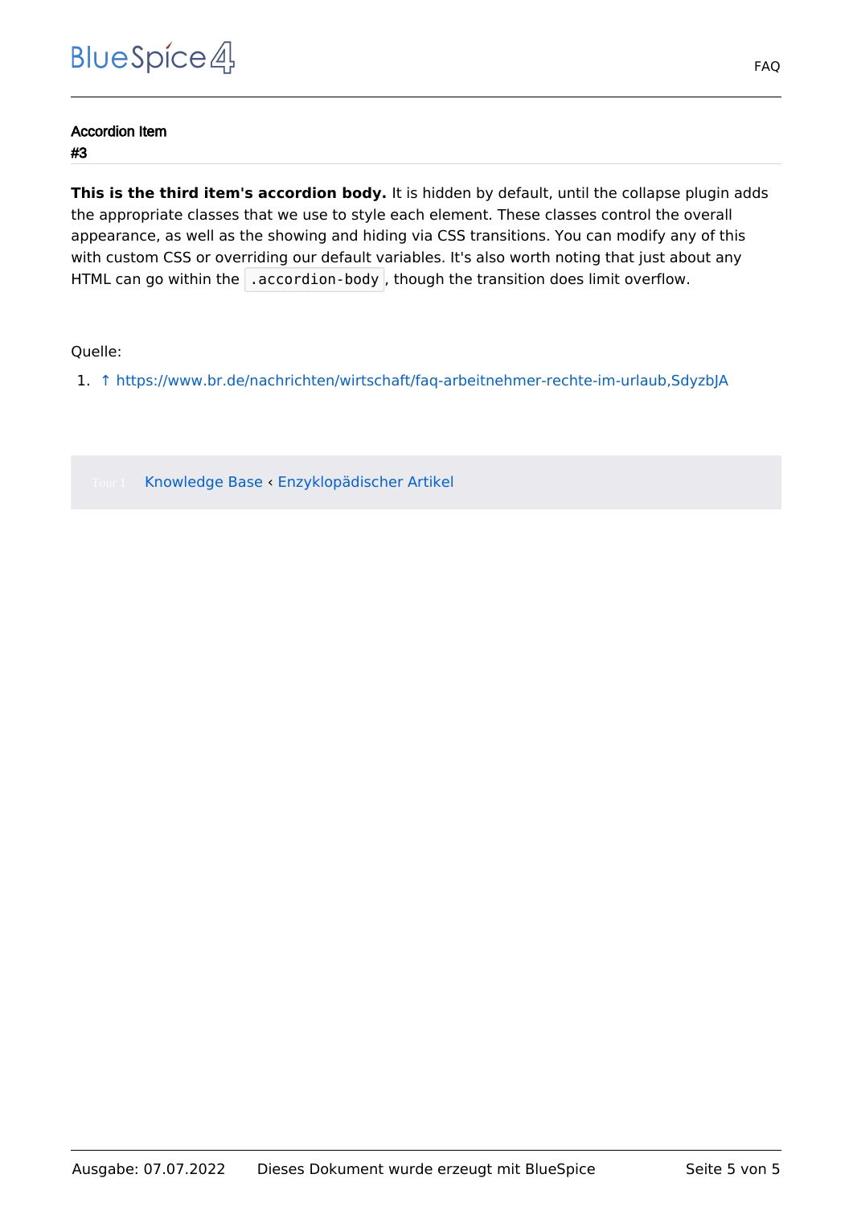Accordion Item #3

**This is the third item's accordion body.** It is hidden by default, until the collapse plugin adds the appropriate classes that we use to style each element. These classes control the overall appearance, as well as the showing and hiding via CSS transitions. You can modify any of this with custom CSS or overriding our default variables. It's also worth noting that just about any HTML can go within the `.accordion-body`, though the transition does limit overflow.

Quelle:

1. ↑ https://www.br.de/nachrichten/wirtschaft/faq-arbeitnehmer-rechte-im-urlaub,SdyzbJA

Tour 1 Knowledge Base ‹ Enzyklopädischer Artikel